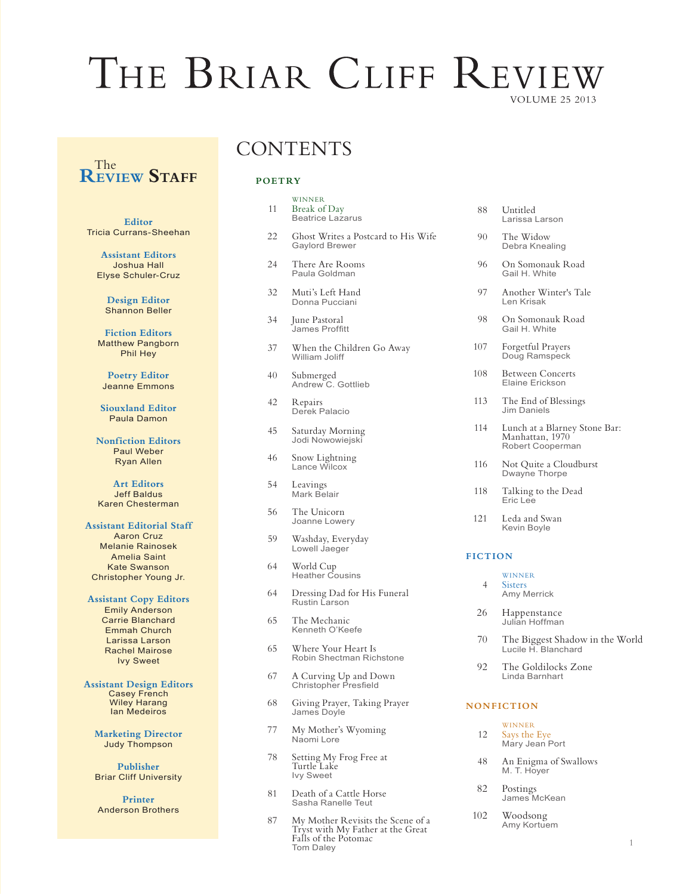# The Briar Cliff Review

VOLUME 25 2013

## The Review Staff

**Editor**
Tricia Currans-Sheehan

**Assistant Editors**
Joshua Hall
Elyse Schuler-Cruz

**Design Editor**
Shannon Beller

**Fiction Editors**
Matthew Pangborn
Phil Hey

**Poetry Editor**
Jeanne Emmons

**Siouxland Editor**
Paula Damon

**Nonfiction Editors**
Paul Weber
Ryan Allen

**Art Editors**
Jeff Baldus
Karen Chesterman

**Assistant Editorial Staff**
Aaron Cruz
Melanie Rainosek
Amelia Saint
Kate Swanson
Christopher Young Jr.

**Assistant Copy Editors**
Emily Anderson
Carrie Blanchard
Emmah Church
Larissa Larson
Rachel Mairose
Ivy Sweet

**Assistant Design Editors**
Casey French
Wiley Harang
Ian Medeiros

**Marketing Director**
Judy Thompson

**Publisher**
Briar Cliff University

**Printer**
Anderson Brothers

## CONTENTS

### POETRY

- 11 WINNER — Break of Day — Beatrice Lazarus
- 22 Ghost Writes a Postcard to His Wife — Gaylord Brewer
- 24 There Are Rooms — Paula Goldman
- 32 Muti's Left Hand — Donna Pucciani
- 34 June Pastoral — James Proffitt
- 37 When the Children Go Away — William Joliff
- 40 Submerged — Andrew C. Gottlieb
- 42 Repairs — Derek Palacio
- 45 Saturday Morning — Jodi Nowowiejski
- 46 Snow Lightning — Lance Wilcox
- 54 Leavings — Mark Belair
- 56 The Unicorn — Joanne Lowery
- 59 Washday, Everyday — Lowell Jaeger
- 64 World Cup — Heather Cousins
- 64 Dressing Dad for His Funeral — Rustin Larson
- 65 The Mechanic — Kenneth O'Keefe
- 65 Where Your Heart Is — Robin Shectman Richstone
- 67 A Curving Up and Down — Christopher Presfield
- 68 Giving Prayer, Taking Prayer — James Doyle
- 77 My Mother's Wyoming — Naomi Lore
- 78 Setting My Frog Free at Turtle Lake — Ivy Sweet
- 81 Death of a Cattle Horse — Sasha Ranelle Teut
- 87 My Mother Revisits the Scene of a Tryst with My Father at the Great Falls of the Potomac — Tom Daley
- 88 Untitled — Larissa Larson
- 90 The Widow — Debra Knealing
- 96 On Somonauk Road — Gail H. White
- 97 Another Winter's Tale — Len Krisak
- 98 On Somonauk Road — Gail H. White
- 107 Forgetful Prayers — Doug Ramspeck
- 108 Between Concerts — Elaine Erickson
- 113 The End of Blessings — Jim Daniels
- 114 Lunch at a Blarney Stone Bar: Manhattan, 1970 — Robert Cooperman
- 116 Not Quite a Cloudburst — Dwayne Thorpe
- 118 Talking to the Dead — Eric Lee
- 121 Leda and Swan — Kevin Boyle

### FICTION

- 4 WINNER — Sisters — Amy Merrick
- 26 Happenstance — Julian Hoffman
- 70 The Biggest Shadow in the World — Lucile H. Blanchard
- 92 The Goldilocks Zone — Linda Barnhart

### NONFICTION

- 12 WINNER — Says the Eye — Mary Jean Port
- 48 An Enigma of Swallows — M. T. Hoyer
- 82 Postings — James McKean
- 102 Woodsong — Amy Kortuem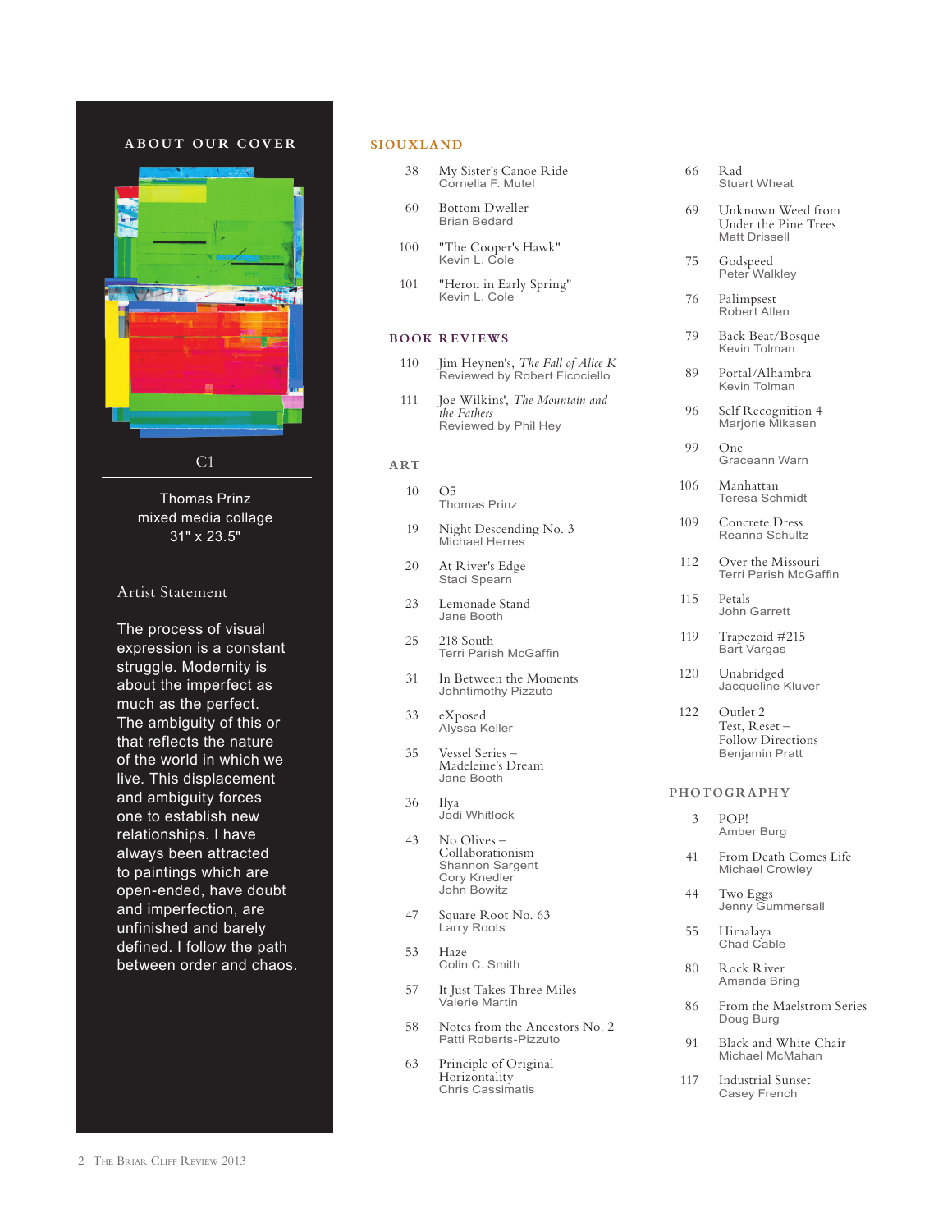## About Our Cover

C1

Thomas Prinz
mixed media collage
31" x 23.5"

### Artist Statement

The process of visual expression is a constant struggle. Modernity is about the imperfect as much as the perfect. The ambiguity of this or that reflects the nature of the world in which we live. This displacement and ambiguity forces one to establish new relationships. I have always been attracted to paintings which are open-ended, have doubt and imperfection, are unfinished and barely defined. I follow the path between order and chaos.

## Siouxland

38 My Sister's Canoe Ride
Cornelia F. Mutel

60 Bottom Dweller
Brian Bedard

100 "The Cooper's Hawk"
Kevin L. Cole

101 "Heron in Early Spring"
Kevin L. Cole

## Book Reviews

110 Jim Heynen's, *The Fall of Alice K*
Reviewed by Robert Ficociello

111 Joe Wilkins', *The Mountain and the Fathers*
Reviewed by Phil Hey

## Art

10 O5
Thomas Prinz

19 Night Descending No. 3
Michael Herres

20 At River's Edge
Staci Spearn

23 Lemonade Stand
Jane Booth

25 218 South
Terri Parish McGaffin

31 In Between the Moments
Johntimothy Pizzuto

33 eXposed
Alyssa Keller

35 Vessel Series – Madeleine's Dream
Jane Booth

36 Ilya
Jodi Whitlock

43 No Olives – Collaborationism
Shannon Sargent
Cory Knedler
John Bowitz

47 Square Root No. 63
Larry Roots

53 Haze
Colin C. Smith

57 It Just Takes Three Miles
Valerie Martin

58 Notes from the Ancestors No. 2
Patti Roberts-Pizzuto

63 Principle of Original Horizontality
Chris Cassimatis

66 Rad
Stuart Wheat

69 Unknown Weed from Under the Pine Trees
Matt Drissell

75 Godspeed
Peter Walkley

76 Palimpsest
Robert Allen

79 Back Beat/Bosque
Kevin Tolman

89 Portal/Alhambra
Kevin Tolman

96 Self Recognition 4
Marjorie Mikasen

99 One
Graceann Warn

106 Manhattan
Teresa Schmidt

109 Concrete Dress
Reanna Schultz

112 Over the Missouri
Terri Parish McGaffin

115 Petals
John Garrett

119 Trapezoid #215
Bart Vargas

120 Unabridged
Jacqueline Kluver

122 Outlet 2
Test, Reset – Follow Directions
Benjamin Pratt

## Photography

3 POP!
Amber Burg

41 From Death Comes Life
Michael Crowley

44 Two Eggs
Jenny Gummersall

55 Himalaya
Chad Cable

80 Rock River
Amanda Bring

86 From the Maelstrom Series
Doug Burg

91 Black and White Chair
Michael McMahan

117 Industrial Sunset
Casey French